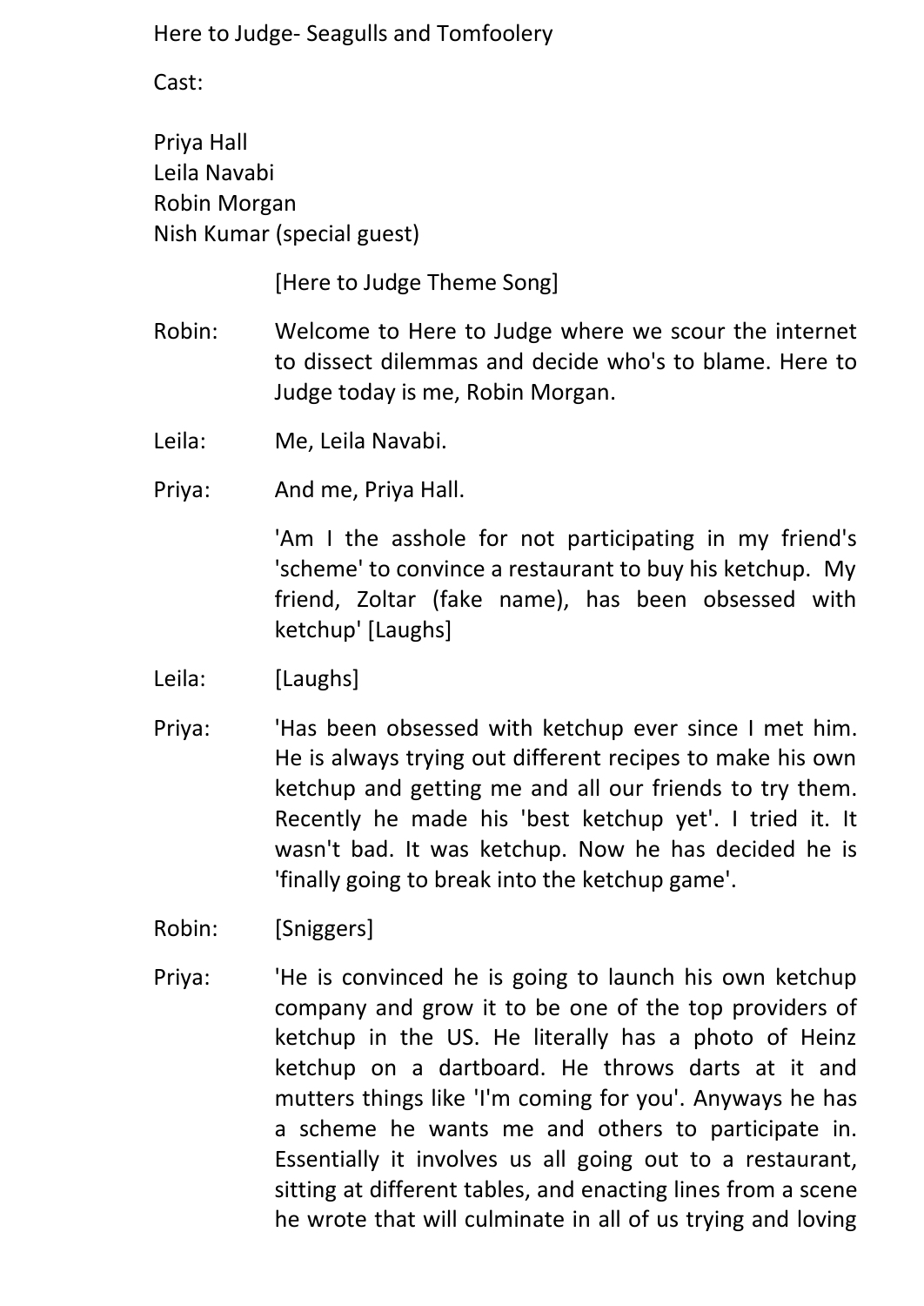Here to Judge- Seagulls and Tomfoolery

Cast:

Priya Hall
Leila Navabi
Robin Morgan
Nish Kumar (special guest)

[Here to Judge Theme Song]

Robin: Welcome to Here to Judge where we scour the internet to dissect dilemmas and decide who's to blame. Here to Judge today is me, Robin Morgan.

Leila: Me, Leila Navabi.

Priya: And me, Priya Hall.

'Am I the asshole for not participating in my friend's 'scheme' to convince a restaurant to buy his ketchup. My friend, Zoltar (fake name), has been obsessed with ketchup' [Laughs]

Leila: [Laughs]

Priya: 'Has been obsessed with ketchup ever since I met him. He is always trying out different recipes to make his own ketchup and getting me and all our friends to try them. Recently he made his 'best ketchup yet'. I tried it. It wasn't bad. It was ketchup. Now he has decided he is 'finally going to break into the ketchup game'.

Robin: [Sniggers]

Priya: 'He is convinced he is going to launch his own ketchup company and grow it to be one of the top providers of ketchup in the US. He literally has a photo of Heinz ketchup on a dartboard. He throws darts at it and mutters things like 'I'm coming for you'. Anyways he has a scheme he wants me and others to participate in. Essentially it involves us all going out to a restaurant, sitting at different tables, and enacting lines from a scene he wrote that will culminate in all of us trying and loving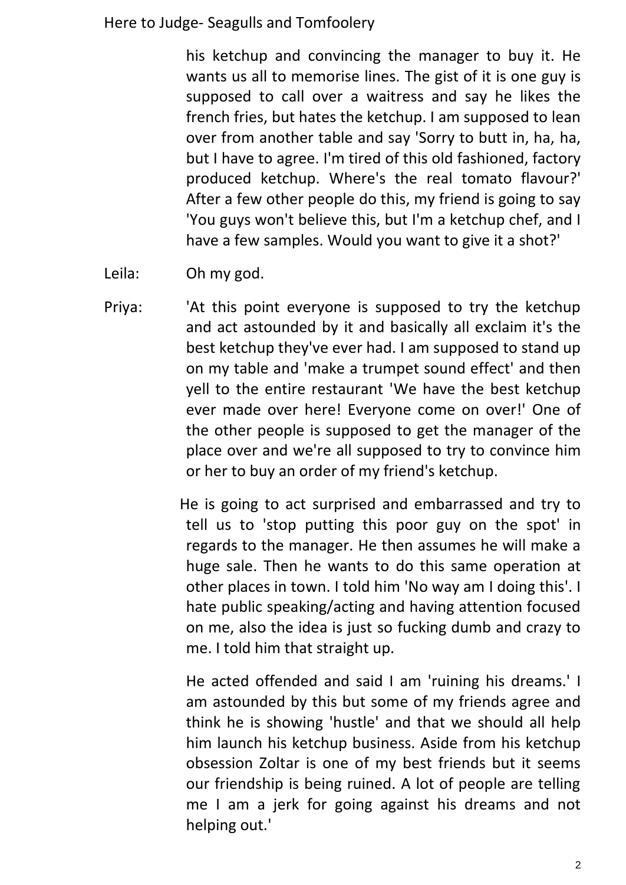his ketchup and convincing the manager to buy it. He wants us all to memorise lines. The gist of it is one guy is supposed to call over a waitress and say he likes the french fries, but hates the ketchup. I am supposed to lean over from another table and say 'Sorry to butt in, ha, ha, but I have to agree. I'm tired of this old fashioned, factory produced ketchup. Where's the real tomato flavour?' After a few other people do this, my friend is going to say 'You guys won't believe this, but I'm a ketchup chef, and I have a few samples. Would you want to give it a shot?'

Leila: Oh my god.

Priya: 'At this point everyone is supposed to try the ketchup and act astounded by it and basically all exclaim it's the best ketchup they've ever had. I am supposed to stand up on my table and 'make a trumpet sound effect' and then yell to the entire restaurant 'We have the best ketchup ever made over here! Everyone come on over!' One of the other people is supposed to get the manager of the place over and we're all supposed to try to convince him or her to buy an order of my friend's ketchup.

He is going to act surprised and embarrassed and try to tell us to 'stop putting this poor guy on the spot' in regards to the manager. He then assumes he will make a huge sale. Then he wants to do this same operation at other places in town. I told him 'No way am I doing this'. I hate public speaking/acting and having attention focused on me, also the idea is just so fucking dumb and crazy to me. I told him that straight up.

He acted offended and said I am 'ruining his dreams.' I am astounded by this but some of my friends agree and think he is showing 'hustle' and that we should all help him launch his ketchup business. Aside from his ketchup obsession Zoltar is one of my best friends but it seems our friendship is being ruined. A lot of people are telling me I am a jerk for going against his dreams and not helping out.'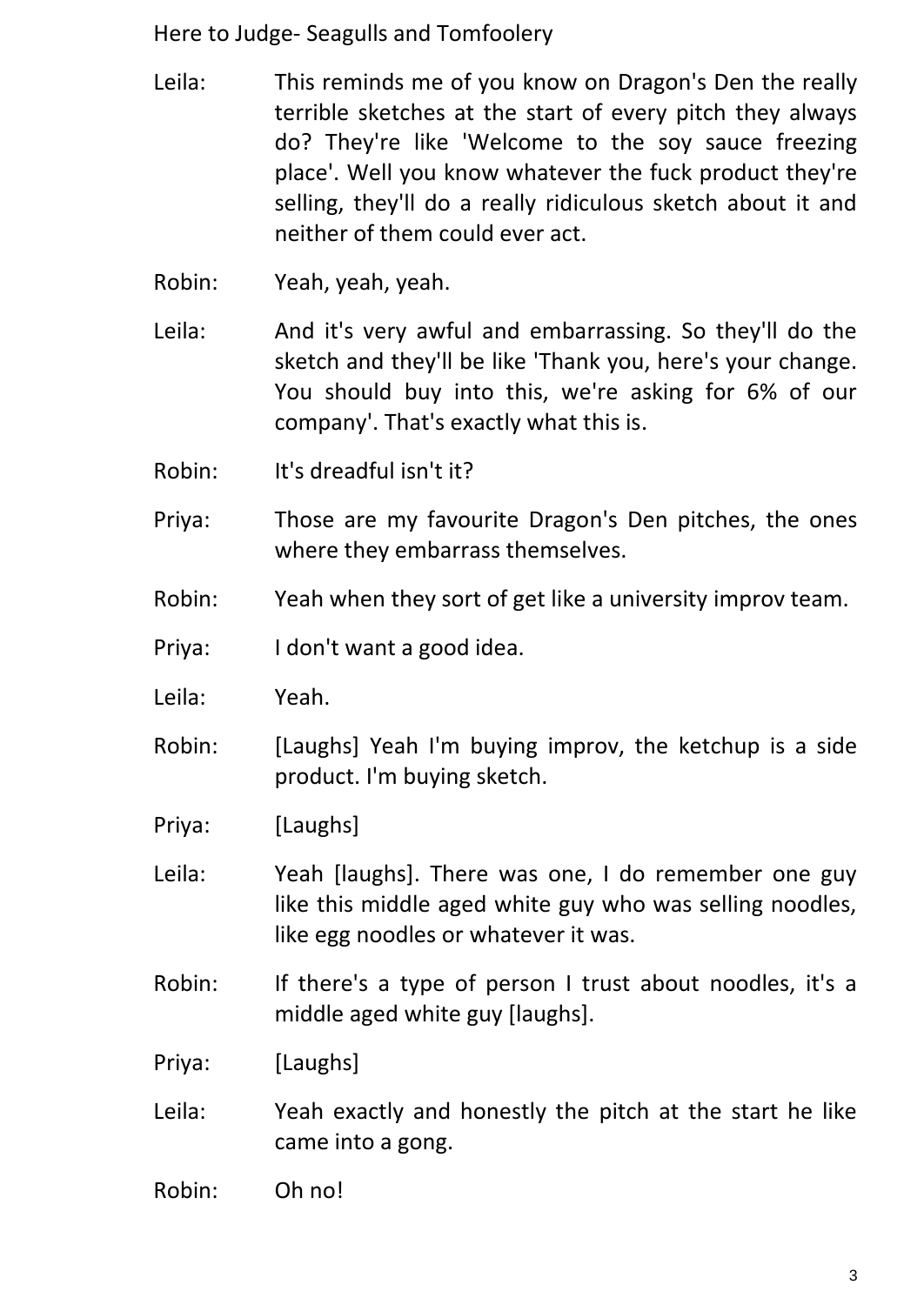Leila: This reminds me of you know on Dragon's Den the really terrible sketches at the start of every pitch they always do? They're like 'Welcome to the soy sauce freezing place'. Well you know whatever the fuck product they're selling, they'll do a really ridiculous sketch about it and neither of them could ever act.

Robin: Yeah, yeah, yeah.

Leila: And it's very awful and embarrassing. So they'll do the sketch and they'll be like 'Thank you, here's your change. You should buy into this, we're asking for 6% of our company'. That's exactly what this is.

Robin: It's dreadful isn't it?

Priya: Those are my favourite Dragon's Den pitches, the ones where they embarrass themselves.

Robin: Yeah when they sort of get like a university improv team.

Priya: I don't want a good idea.

Leila: Yeah.

Robin: [Laughs] Yeah I'm buying improv, the ketchup is a side product. I'm buying sketch.

Priya: [Laughs]

Leila: Yeah [laughs]. There was one, I do remember one guy like this middle aged white guy who was selling noodles, like egg noodles or whatever it was.

Robin: If there's a type of person I trust about noodles, it's a middle aged white guy [laughs].

Priya: [Laughs]

Leila: Yeah exactly and honestly the pitch at the start he like came into a gong.

Robin: Oh no!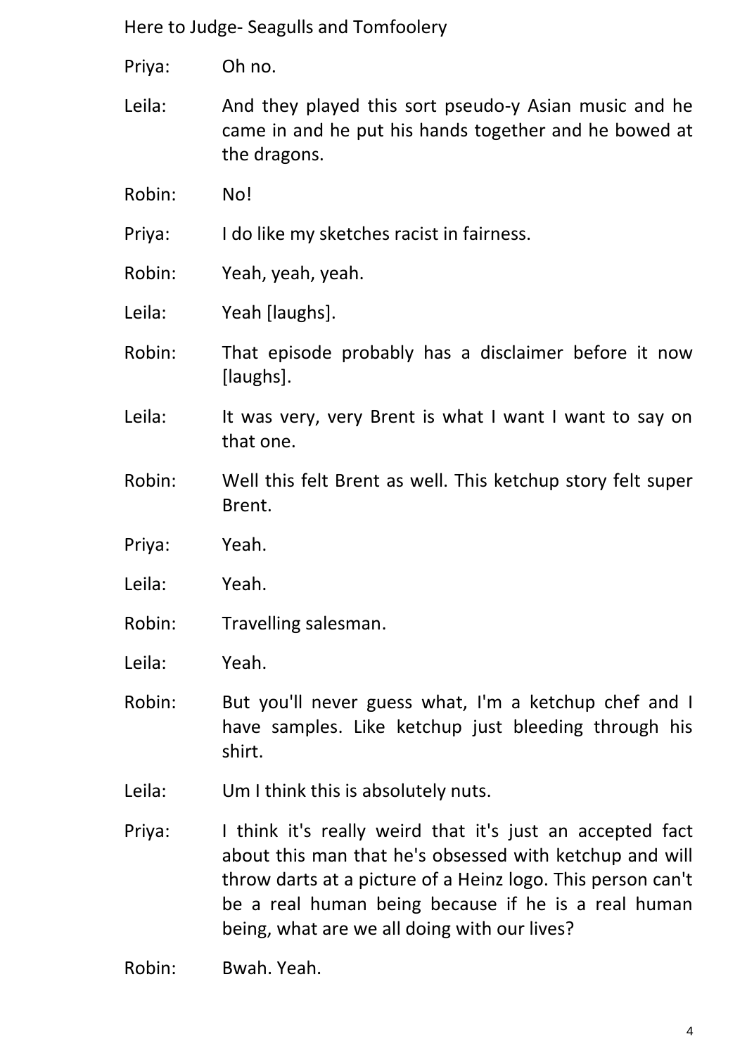Priya: Oh no.

Leila: And they played this sort pseudo-y Asian music and he came in and he put his hands together and he bowed at the dragons.

Robin: No!

Priya: I do like my sketches racist in fairness.

Robin: Yeah, yeah, yeah.

Leila: Yeah [laughs].

Robin: That episode probably has a disclaimer before it now [laughs].

Leila: It was very, very Brent is what I want I want to say on that one.

Robin: Well this felt Brent as well. This ketchup story felt super Brent.

Priya: Yeah.

Leila: Yeah.

Robin: Travelling salesman.

Leila: Yeah.

Robin: But you'll never guess what, I'm a ketchup chef and I have samples. Like ketchup just bleeding through his shirt.

Leila: Um I think this is absolutely nuts.

Priya: I think it's really weird that it's just an accepted fact about this man that he's obsessed with ketchup and will throw darts at a picture of a Heinz logo. This person can't be a real human being because if he is a real human being, what are we all doing with our lives?

Robin: Bwah. Yeah.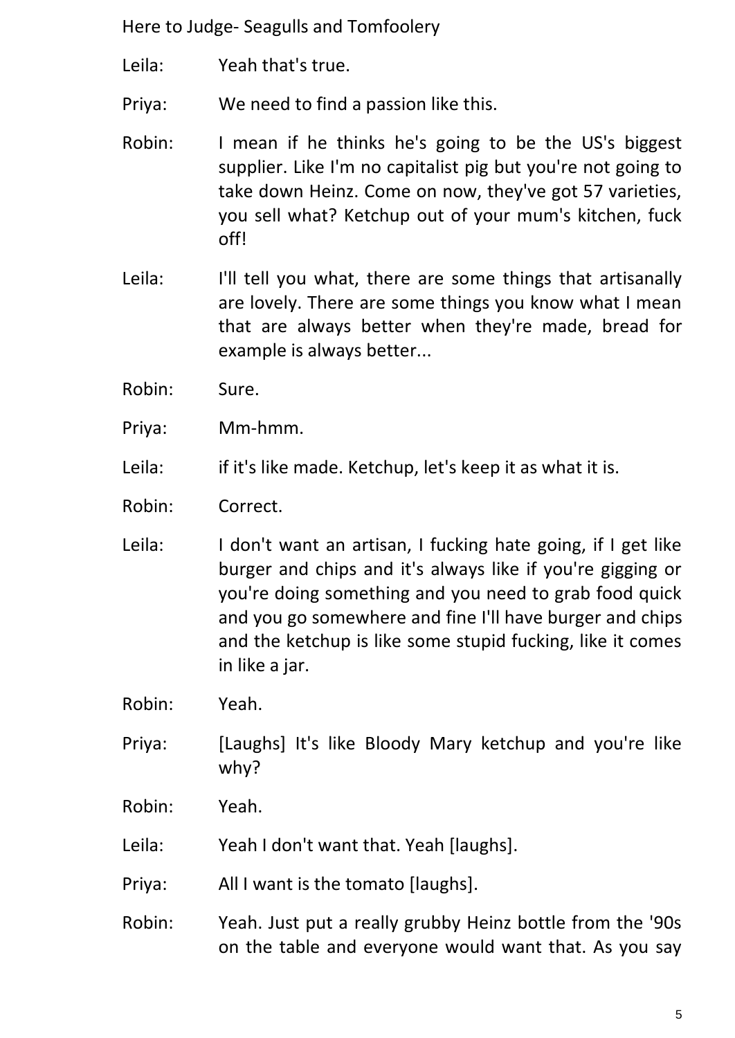Leila: Yeah that's true.

Priya: We need to find a passion like this.

Robin: I mean if he thinks he's going to be the US's biggest supplier. Like I'm no capitalist pig but you're not going to take down Heinz. Come on now, they've got 57 varieties, you sell what? Ketchup out of your mum's kitchen, fuck off!

Leila: I'll tell you what, there are some things that artisanally are lovely. There are some things you know what I mean that are always better when they're made, bread for example is always better...

Robin: Sure.

Priya: Mm-hmm.

Leila: if it's like made. Ketchup, let's keep it as what it is.

Robin: Correct.

Leila: I don't want an artisan, I fucking hate going, if I get like burger and chips and it's always like if you're gigging or you're doing something and you need to grab food quick and you go somewhere and fine I'll have burger and chips and the ketchup is like some stupid fucking, like it comes in like a jar.

Robin: Yeah.

Priya: [Laughs] It's like Bloody Mary ketchup and you're like why?

Robin: Yeah.

Leila: Yeah I don't want that. Yeah [laughs].

Priya: All I want is the tomato [laughs].

Robin: Yeah. Just put a really grubby Heinz bottle from the '90s on the table and everyone would want that. As you say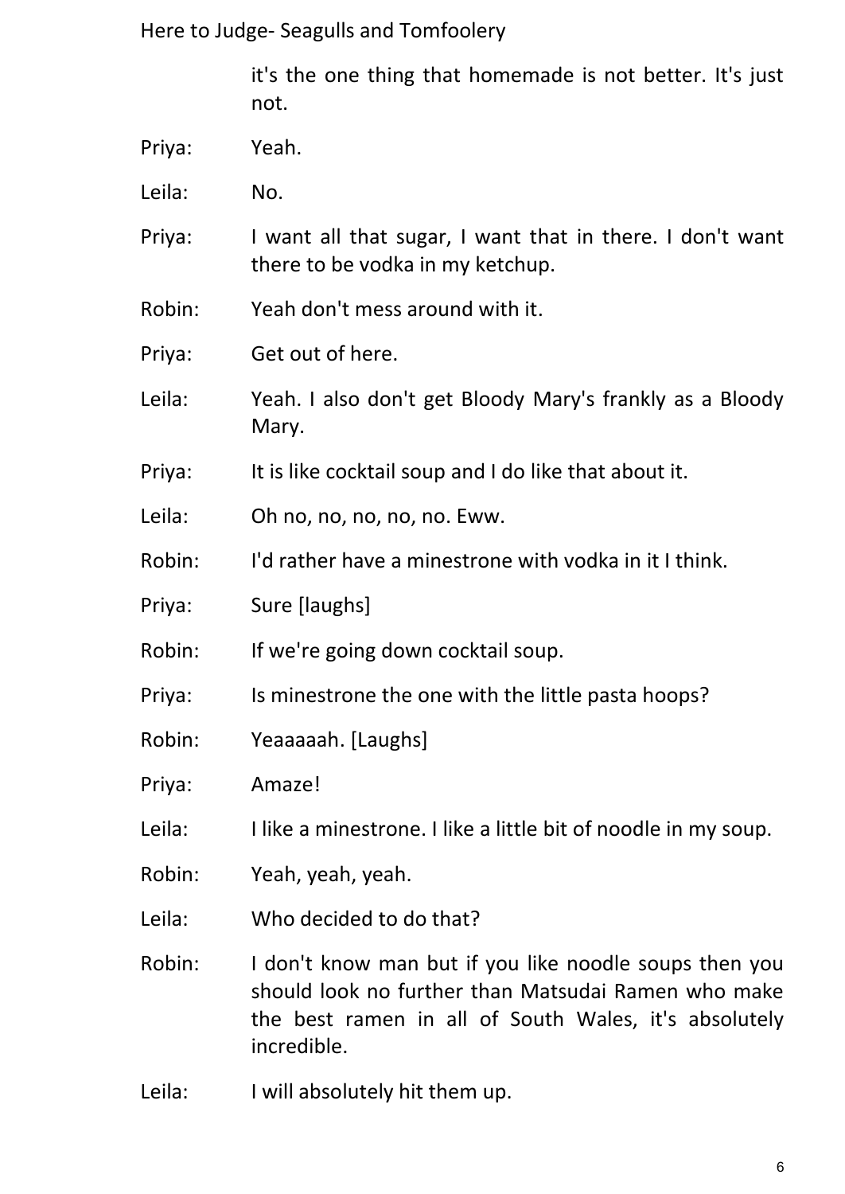it's the one thing that homemade is not better. It's just not.

Priya: Yeah.

Leila: No.

Priya: I want all that sugar, I want that in there. I don't want there to be vodka in my ketchup.

Robin: Yeah don't mess around with it.

Priya: Get out of here.

Leila: Yeah. I also don't get Bloody Mary's frankly as a Bloody Mary.

Priya: It is like cocktail soup and I do like that about it.

Leila: Oh no, no, no, no, no. Eww.

Robin: I'd rather have a minestrone with vodka in it I think.

Priya: Sure [laughs]

Robin: If we're going down cocktail soup.

Priya: Is minestrone the one with the little pasta hoops?

Robin: Yeaaaaah. [Laughs]

Priya: Amaze!

Leila: I like a minestrone. I like a little bit of noodle in my soup.

Robin: Yeah, yeah, yeah.

Leila: Who decided to do that?

Robin: I don't know man but if you like noodle soups then you should look no further than Matsudai Ramen who make the best ramen in all of South Wales, it's absolutely incredible.

Leila: I will absolutely hit them up.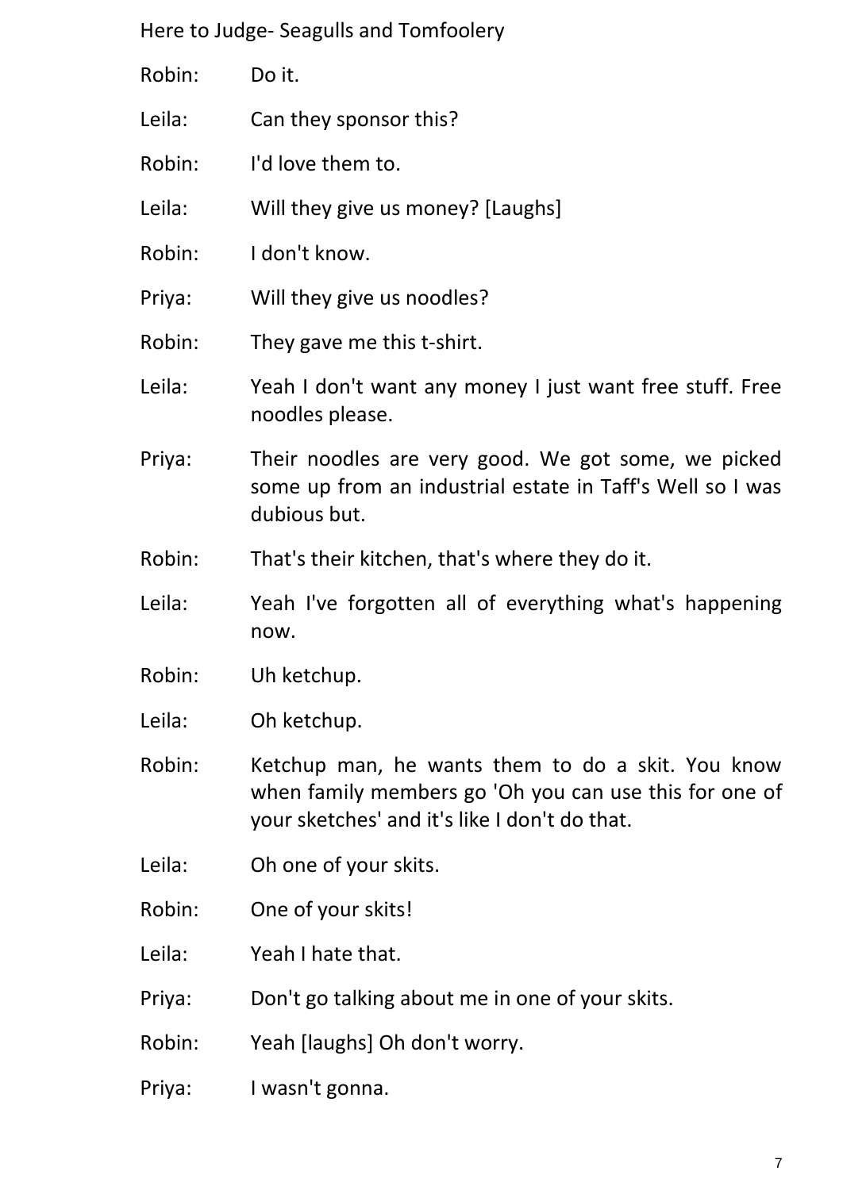Robin: Do it.

Leila: Can they sponsor this?

Robin: I'd love them to.

Leila: Will they give us money? [Laughs]

Robin: I don't know.

Priya: Will they give us noodles?

Robin: They gave me this t-shirt.

Leila: Yeah I don't want any money I just want free stuff. Free noodles please.

Priya: Their noodles are very good. We got some, we picked some up from an industrial estate in Taff's Well so I was dubious but.

Robin: That's their kitchen, that's where they do it.

Leila: Yeah I've forgotten all of everything what's happening now.

Robin: Uh ketchup.

Leila: Oh ketchup.

Robin: Ketchup man, he wants them to do a skit. You know when family members go 'Oh you can use this for one of your sketches' and it's like I don't do that.

Leila: Oh one of your skits.

Robin: One of your skits!

Leila: Yeah I hate that.

Priya: Don't go talking about me in one of your skits.

Robin: Yeah [laughs] Oh don't worry.

Priya: I wasn't gonna.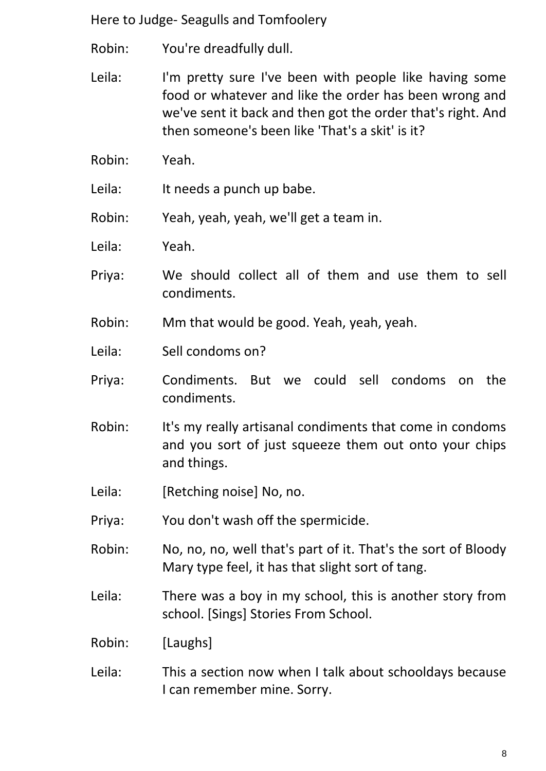Robin: You're dreadfully dull.

Leila: I'm pretty sure I've been with people like having some food or whatever and like the order has been wrong and we've sent it back and then got the order that's right. And then someone's been like 'That's a skit' is it?

Robin: Yeah.

Leila: It needs a punch up babe.

Robin: Yeah, yeah, yeah, we'll get a team in.

Leila: Yeah.

Priya: We should collect all of them and use them to sell condiments.

Robin: Mm that would be good. Yeah, yeah, yeah.

Leila: Sell condoms on?

Priya: Condiments. But we could sell condoms on the condiments.

Robin: It's my really artisanal condiments that come in condoms and you sort of just squeeze them out onto your chips and things.

Leila: [Retching noise] No, no.

Priya: You don't wash off the spermicide.

Robin: No, no, no, well that's part of it. That's the sort of Bloody Mary type feel, it has that slight sort of tang.

Leila: There was a boy in my school, this is another story from school. [Sings] Stories From School.

Robin: [Laughs]

Leila: This a section now when I talk about schooldays because I can remember mine. Sorry.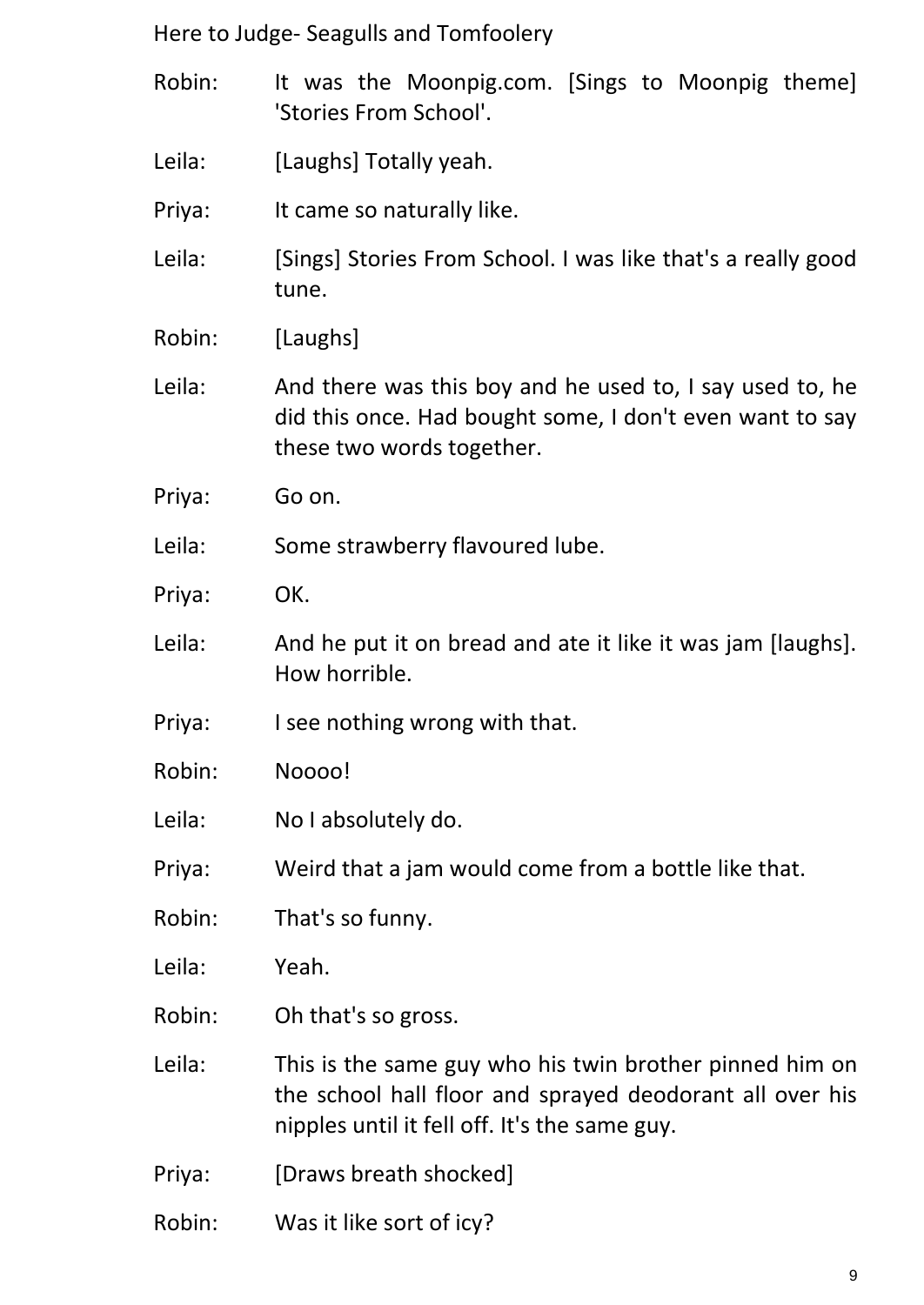Robin: It was the Moonpig.com. [Sings to Moonpig theme] 'Stories From School'.

Leila: [Laughs] Totally yeah.

Priya: It came so naturally like.

Leila: [Sings] Stories From School. I was like that's a really good tune.

Robin: [Laughs]

Leila: And there was this boy and he used to, I say used to, he did this once. Had bought some, I don't even want to say these two words together.

Priya: Go on.

Leila: Some strawberry flavoured lube.

Priya: OK.

Leila: And he put it on bread and ate it like it was jam [laughs]. How horrible.

Priya: I see nothing wrong with that.

Robin: Noooo!

Leila: No I absolutely do.

Priya: Weird that a jam would come from a bottle like that.

Robin: That's so funny.

Leila: Yeah.

Robin: Oh that's so gross.

Leila: This is the same guy who his twin brother pinned him on the school hall floor and sprayed deodorant all over his nipples until it fell off. It's the same guy.

Priya: [Draws breath shocked]

Robin: Was it like sort of icy?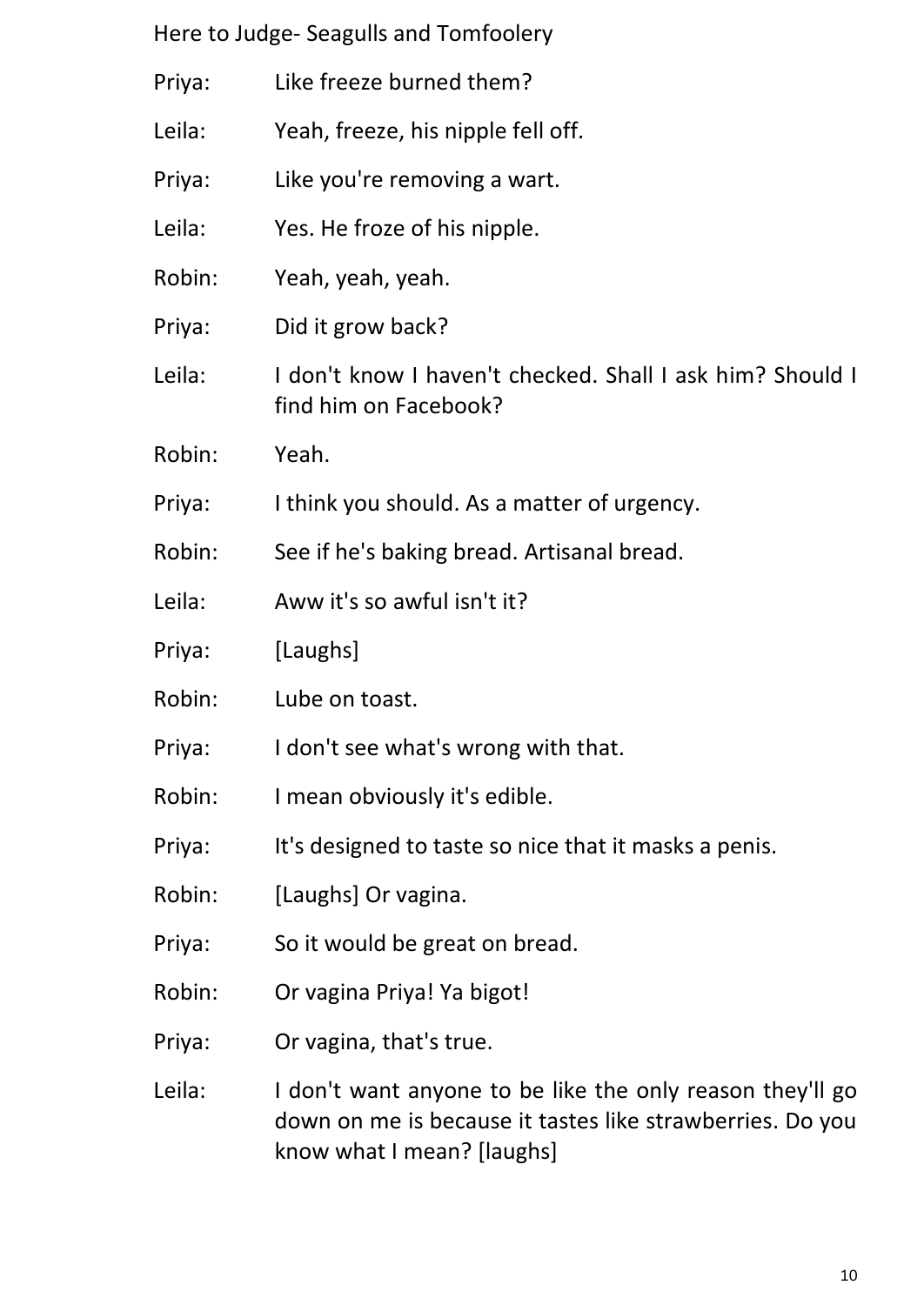Priya: Like freeze burned them?

Leila: Yeah, freeze, his nipple fell off.

Priya: Like you're removing a wart.

Leila: Yes. He froze of his nipple.

Robin: Yeah, yeah, yeah.

Priya: Did it grow back?

Leila: I don't know I haven't checked. Shall I ask him? Should I find him on Facebook?

Robin: Yeah.

Priya: I think you should. As a matter of urgency.

Robin: See if he's baking bread. Artisanal bread.

Leila: Aww it's so awful isn't it?

Priya: [Laughs]

Robin: Lube on toast.

Priya: I don't see what's wrong with that.

Robin: I mean obviously it's edible.

Priya: It's designed to taste so nice that it masks a penis.

Robin: [Laughs] Or vagina.

Priya: So it would be great on bread.

Robin: Or vagina Priya! Ya bigot!

Priya: Or vagina, that's true.

Leila: I don't want anyone to be like the only reason they'll go down on me is because it tastes like strawberries. Do you know what I mean? [laughs]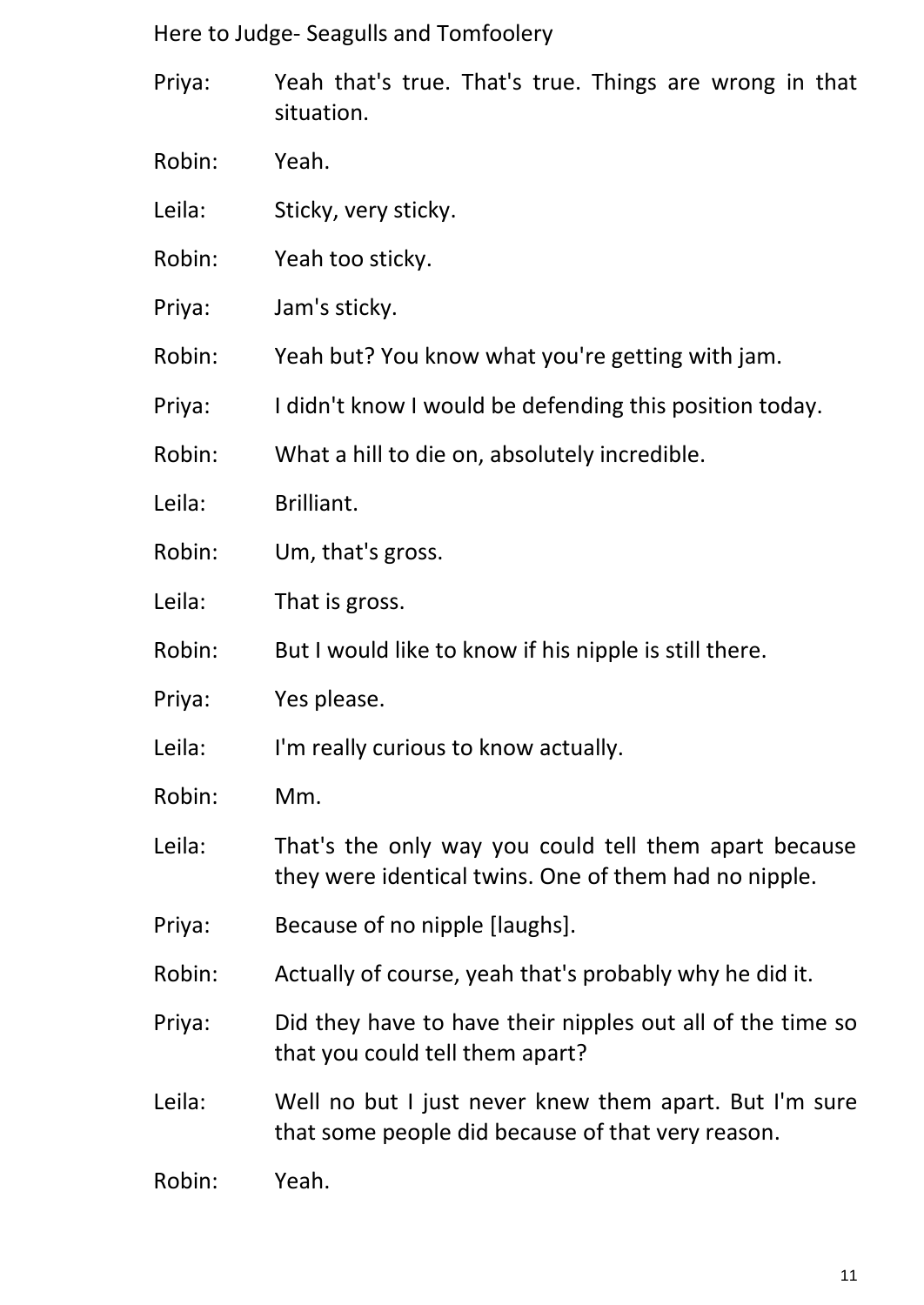Priya: Yeah that's true. That's true. Things are wrong in that situation.

Robin: Yeah.

Leila: Sticky, very sticky.

Robin: Yeah too sticky.

Priya: Jam's sticky.

Robin: Yeah but? You know what you're getting with jam.

Priya: I didn't know I would be defending this position today.

Robin: What a hill to die on, absolutely incredible.

Leila: Brilliant.

Robin: Um, that's gross.

Leila: That is gross.

Robin: But I would like to know if his nipple is still there.

Priya: Yes please.

Leila: I'm really curious to know actually.

Robin: Mm.

Leila: That's the only way you could tell them apart because they were identical twins. One of them had no nipple.

Priya: Because of no nipple [laughs].

Robin: Actually of course, yeah that's probably why he did it.

Priya: Did they have to have their nipples out all of the time so that you could tell them apart?

Leila: Well no but I just never knew them apart. But I'm sure that some people did because of that very reason.

Robin: Yeah.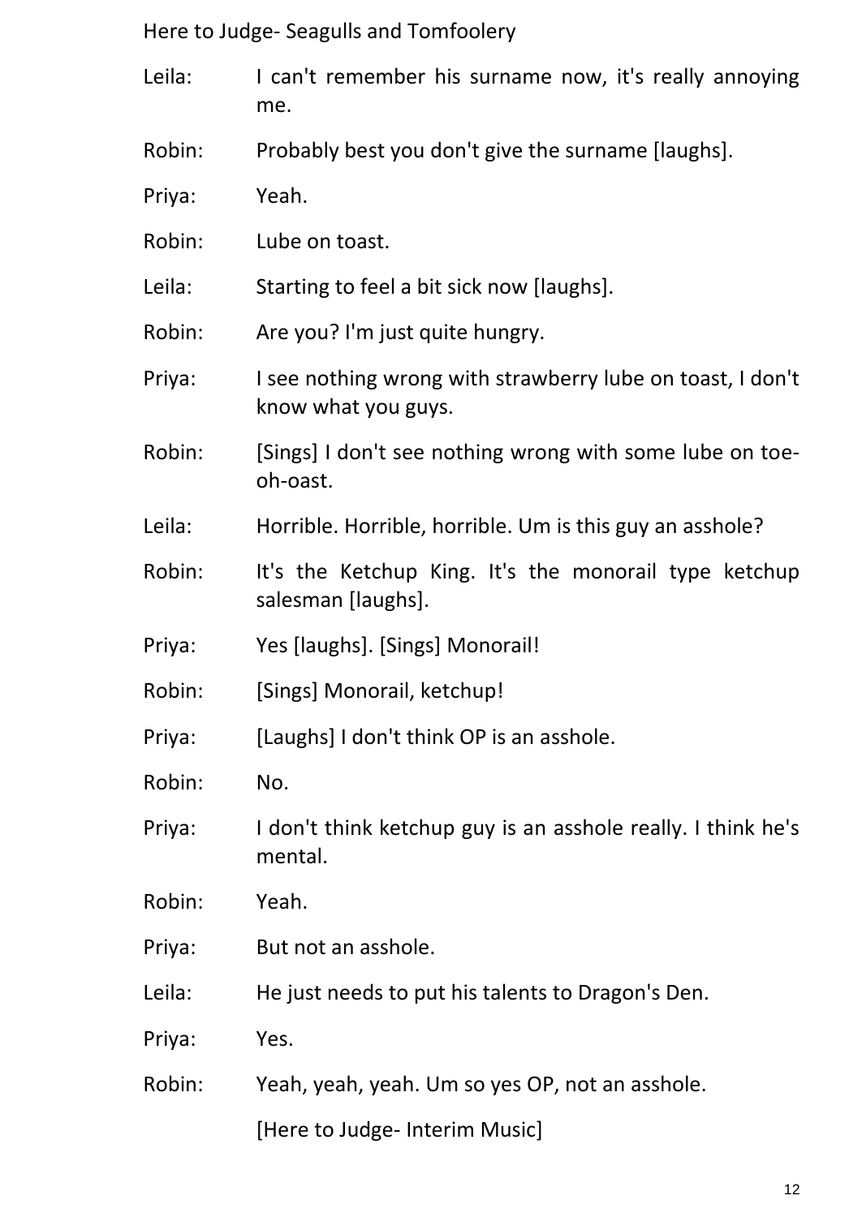Leila: I can't remember his surname now, it's really annoying me.

Robin: Probably best you don't give the surname [laughs].

Priya: Yeah.

Robin: Lube on toast.

Leila: Starting to feel a bit sick now [laughs].

Robin: Are you? I'm just quite hungry.

Priya: I see nothing wrong with strawberry lube on toast, I don't know what you guys.

Robin: [Sings] I don't see nothing wrong with some lube on toe-oh-oast.

Leila: Horrible. Horrible, horrible. Um is this guy an asshole?

Robin: It's the Ketchup King. It's the monorail type ketchup salesman [laughs].

Priya: Yes [laughs]. [Sings] Monorail!

Robin: [Sings] Monorail, ketchup!

Priya: [Laughs] I don't think OP is an asshole.

Robin: No.

Priya: I don't think ketchup guy is an asshole really. I think he's mental.

Robin: Yeah.

Priya: But not an asshole.

Leila: He just needs to put his talents to Dragon's Den.

Priya: Yes.

Robin: Yeah, yeah, yeah. Um so yes OP, not an asshole.

[Here to Judge- Interim Music]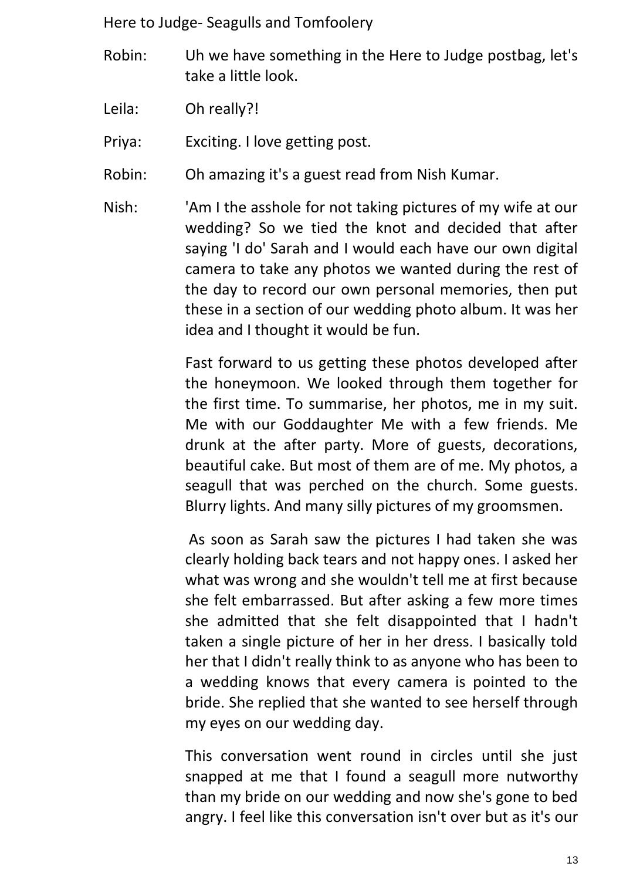Robin: Uh we have something in the Here to Judge postbag, let's take a little look.

Leila: Oh really?!

Priya: Exciting. I love getting post.

Robin: Oh amazing it's a guest read from Nish Kumar.

Nish: 'Am I the asshole for not taking pictures of my wife at our wedding? So we tied the knot and decided that after saying 'I do' Sarah and I would each have our own digital camera to take any photos we wanted during the rest of the day to record our own personal memories, then put these in a section of our wedding photo album. It was her idea and I thought it would be fun.

Fast forward to us getting these photos developed after the honeymoon. We looked through them together for the first time. To summarise, her photos, me in my suit. Me with our Goddaughter Me with a few friends. Me drunk at the after party. More of guests, decorations, beautiful cake. But most of them are of me. My photos, a seagull that was perched on the church. Some guests. Blurry lights. And many silly pictures of my groomsmen.

As soon as Sarah saw the pictures I had taken she was clearly holding back tears and not happy ones. I asked her what was wrong and she wouldn't tell me at first because she felt embarrassed. But after asking a few more times she admitted that she felt disappointed that I hadn't taken a single picture of her in her dress. I basically told her that I didn't really think to as anyone who has been to a wedding knows that every camera is pointed to the bride. She replied that she wanted to see herself through my eyes on our wedding day.

This conversation went round in circles until she just snapped at me that I found a seagull more nutworthy than my bride on our wedding and now she's gone to bed angry. I feel like this conversation isn't over but as it's our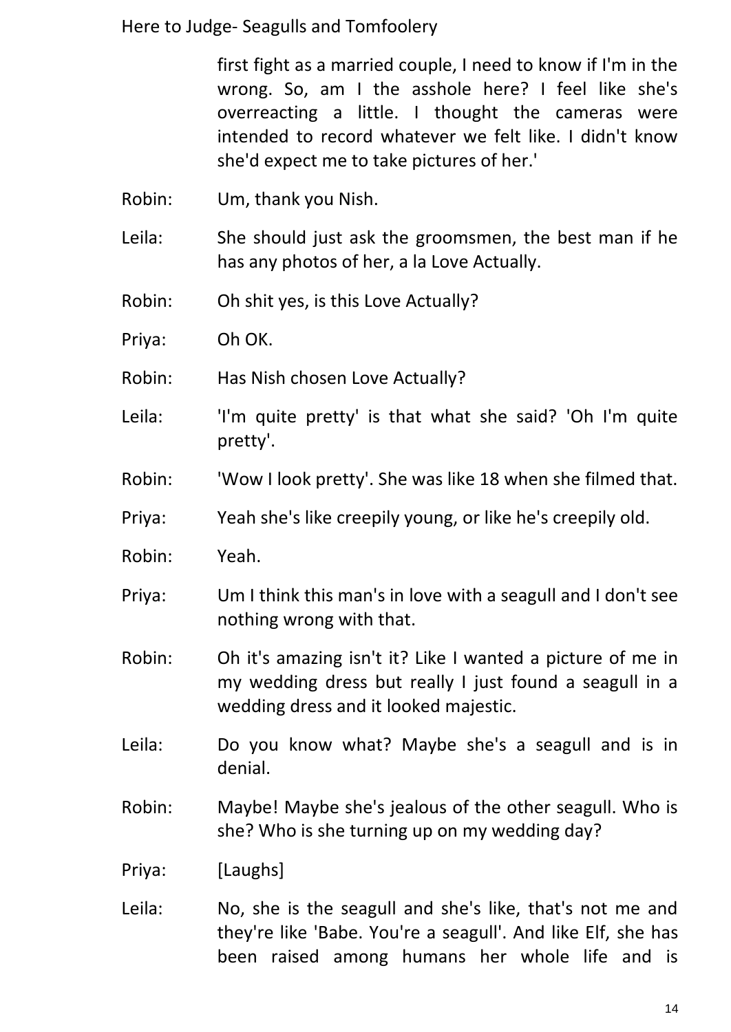first fight as a married couple, I need to know if I'm in the wrong. So, am I the asshole here? I feel like she's overreacting a little. I thought the cameras were intended to record whatever we felt like. I didn't know she'd expect me to take pictures of her.'

Robin: Um, thank you Nish.

Leila: She should just ask the groomsmen, the best man if he has any photos of her, a la Love Actually.

Robin: Oh shit yes, is this Love Actually?

Priya: Oh OK.

Robin: Has Nish chosen Love Actually?

Leila: 'I'm quite pretty' is that what she said? 'Oh I'm quite pretty'.

Robin: 'Wow I look pretty'. She was like 18 when she filmed that.

Priya: Yeah she's like creepily young, or like he's creepily old.

Robin: Yeah.

Priya: Um I think this man's in love with a seagull and I don't see nothing wrong with that.

Robin: Oh it's amazing isn't it? Like I wanted a picture of me in my wedding dress but really I just found a seagull in a wedding dress and it looked majestic.

Leila: Do you know what? Maybe she's a seagull and is in denial.

Robin: Maybe! Maybe she's jealous of the other seagull. Who is she? Who is she turning up on my wedding day?

Priya: [Laughs]

Leila: No, she is the seagull and she's like, that's not me and they're like 'Babe. You're a seagull'. And like Elf, she has been raised among humans her whole life and is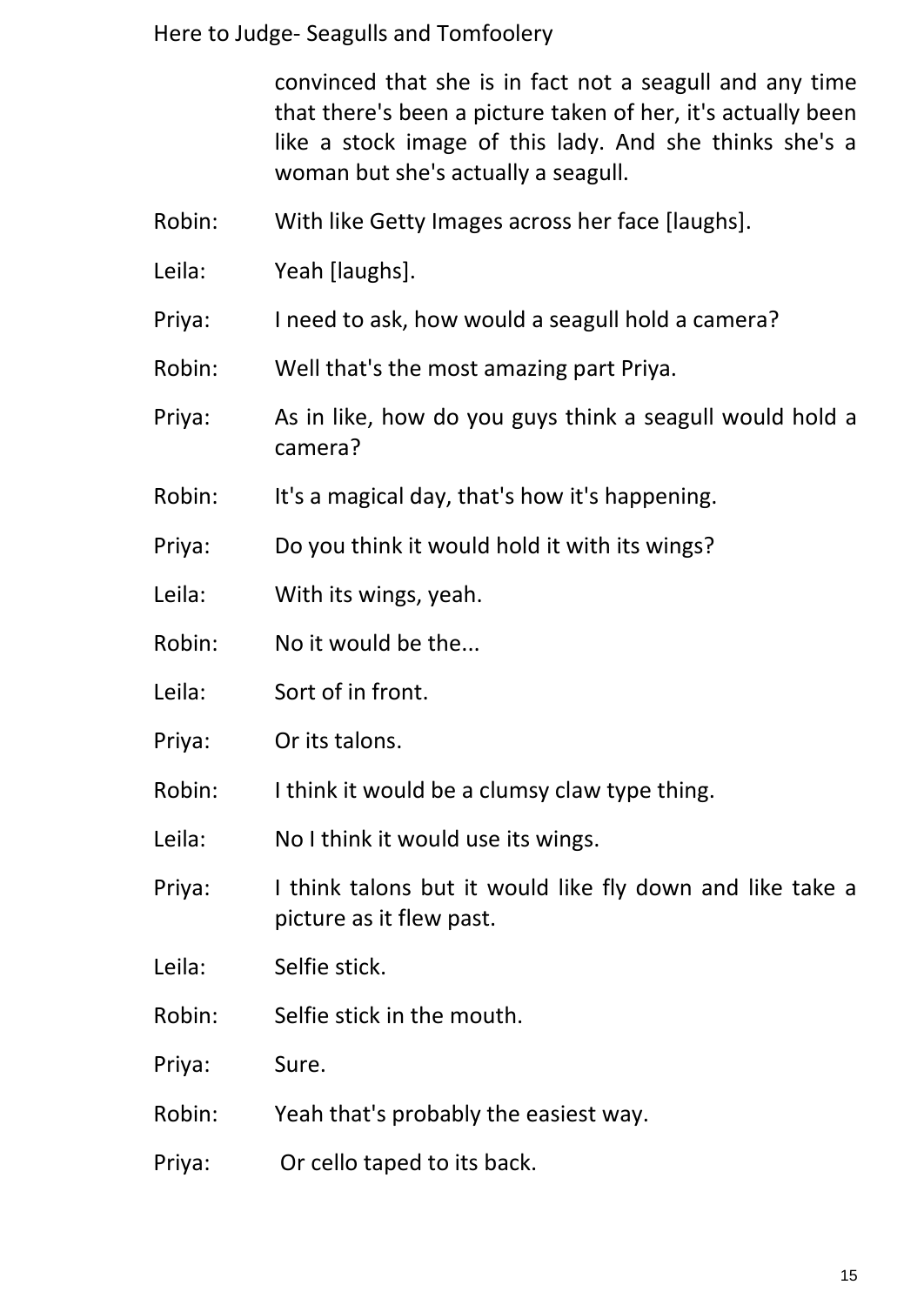convinced that she is in fact not a seagull and any time that there's been a picture taken of her, it's actually been like a stock image of this lady. And she thinks she's a woman but she's actually a seagull.

Robin: With like Getty Images across her face [laughs].

Leila: Yeah [laughs].

Priya: I need to ask, how would a seagull hold a camera?

Robin: Well that's the most amazing part Priya.

Priya: As in like, how do you guys think a seagull would hold a camera?

Robin: It's a magical day, that's how it's happening.

Priya: Do you think it would hold it with its wings?

Leila: With its wings, yeah.

Robin: No it would be the...

Leila: Sort of in front.

Priya: Or its talons.

Robin: I think it would be a clumsy claw type thing.

Leila: No I think it would use its wings.

Priya: I think talons but it would like fly down and like take a picture as it flew past.

Leila: Selfie stick.

Robin: Selfie stick in the mouth.

Priya: Sure.

Robin: Yeah that's probably the easiest way.

Priya: Or cello taped to its back.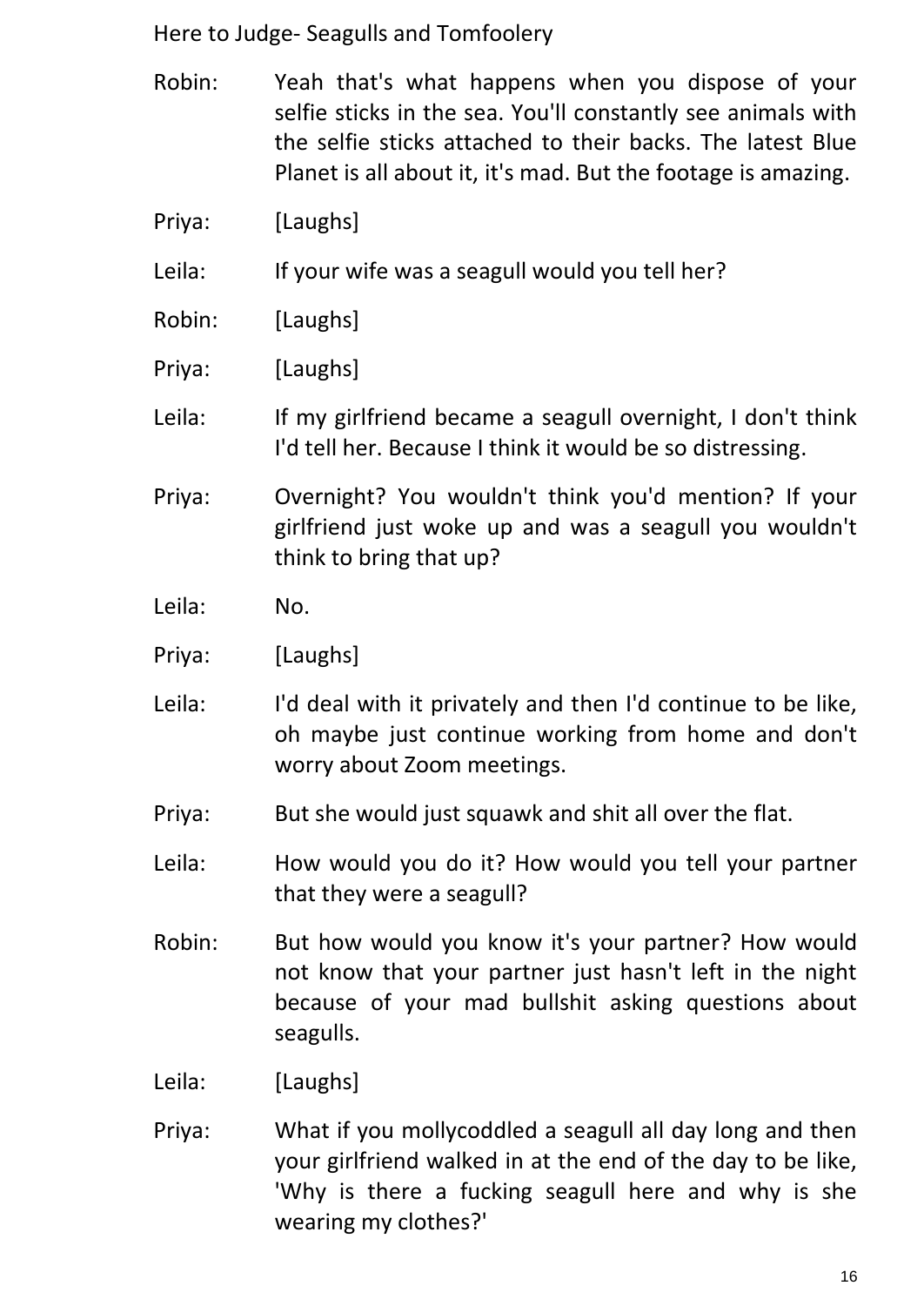Robin: Yeah that's what happens when you dispose of your selfie sticks in the sea. You'll constantly see animals with the selfie sticks attached to their backs. The latest Blue Planet is all about it, it's mad. But the footage is amazing.

Priya: [Laughs]

Leila: If your wife was a seagull would you tell her?

Robin: [Laughs]

Priya: [Laughs]

Leila: If my girlfriend became a seagull overnight, I don't think I'd tell her. Because I think it would be so distressing.

Priya: Overnight? You wouldn't think you'd mention? If your girlfriend just woke up and was a seagull you wouldn't think to bring that up?

Leila: No.

Priya: [Laughs]

Leila: I'd deal with it privately and then I'd continue to be like, oh maybe just continue working from home and don't worry about Zoom meetings.

Priya: But she would just squawk and shit all over the flat.

Leila: How would you do it? How would you tell your partner that they were a seagull?

Robin: But how would you know it's your partner? How would not know that your partner just hasn't left in the night because of your mad bullshit asking questions about seagulls.

Leila: [Laughs]

Priya: What if you mollycoddled a seagull all day long and then your girlfriend walked in at the end of the day to be like, 'Why is there a fucking seagull here and why is she wearing my clothes?'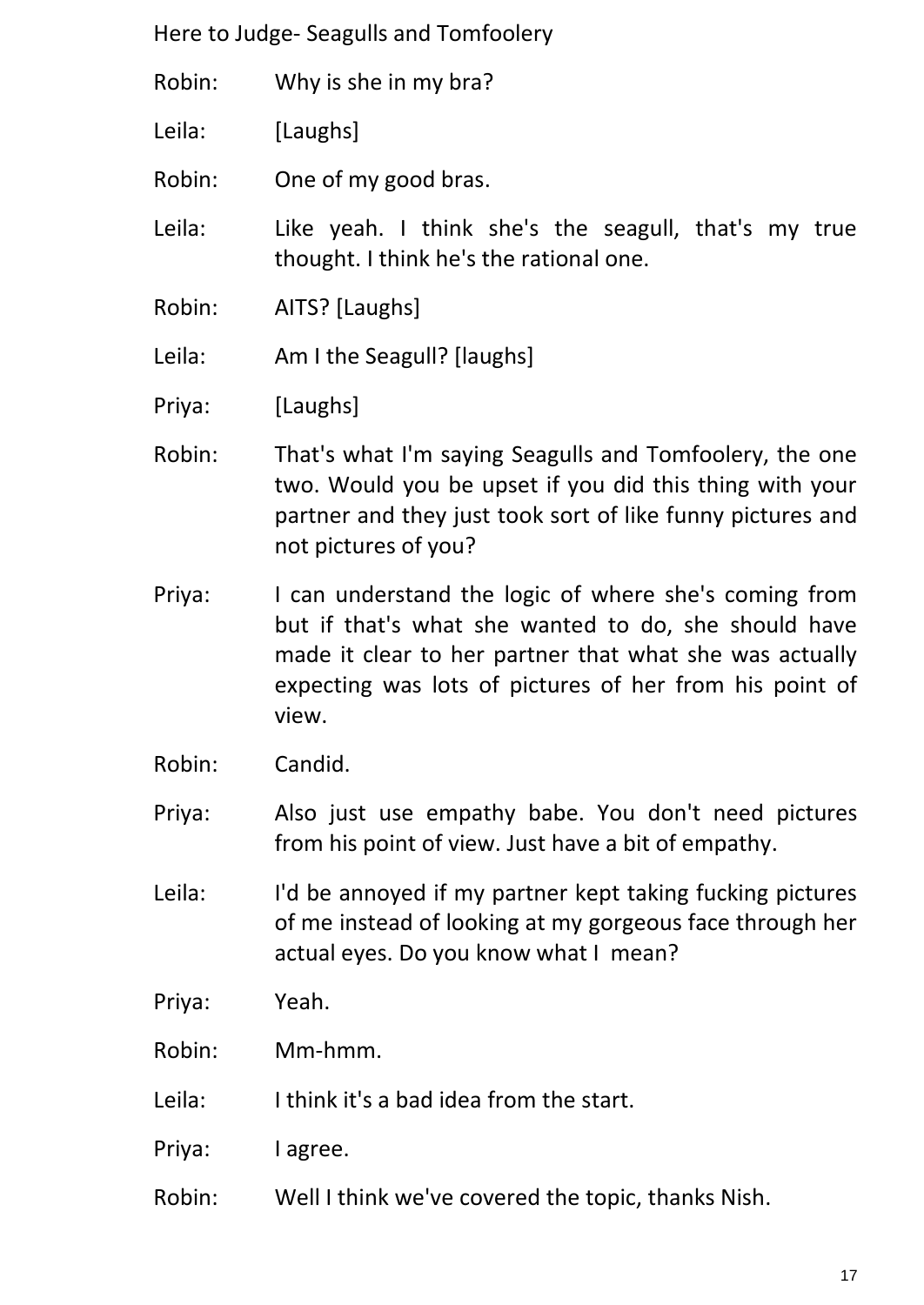Robin: Why is she in my bra?

Leila: [Laughs]

Robin: One of my good bras.

Leila: Like yeah. I think she's the seagull, that's my true thought. I think he's the rational one.

Robin: AITS? [Laughs]

Leila: Am I the Seagull? [laughs]

Priya: [Laughs]

Robin: That's what I'm saying Seagulls and Tomfoolery, the one two. Would you be upset if you did this thing with your partner and they just took sort of like funny pictures and not pictures of you?

Priya: I can understand the logic of where she's coming from but if that's what she wanted to do, she should have made it clear to her partner that what she was actually expecting was lots of pictures of her from his point of view.

Robin: Candid.

Priya: Also just use empathy babe. You don't need pictures from his point of view. Just have a bit of empathy.

Leila: I'd be annoyed if my partner kept taking fucking pictures of me instead of looking at my gorgeous face through her actual eyes. Do you know what I mean?

Priya: Yeah.

Robin: Mm-hmm.

Leila: I think it's a bad idea from the start.

Priya: I agree.

Robin: Well I think we've covered the topic, thanks Nish.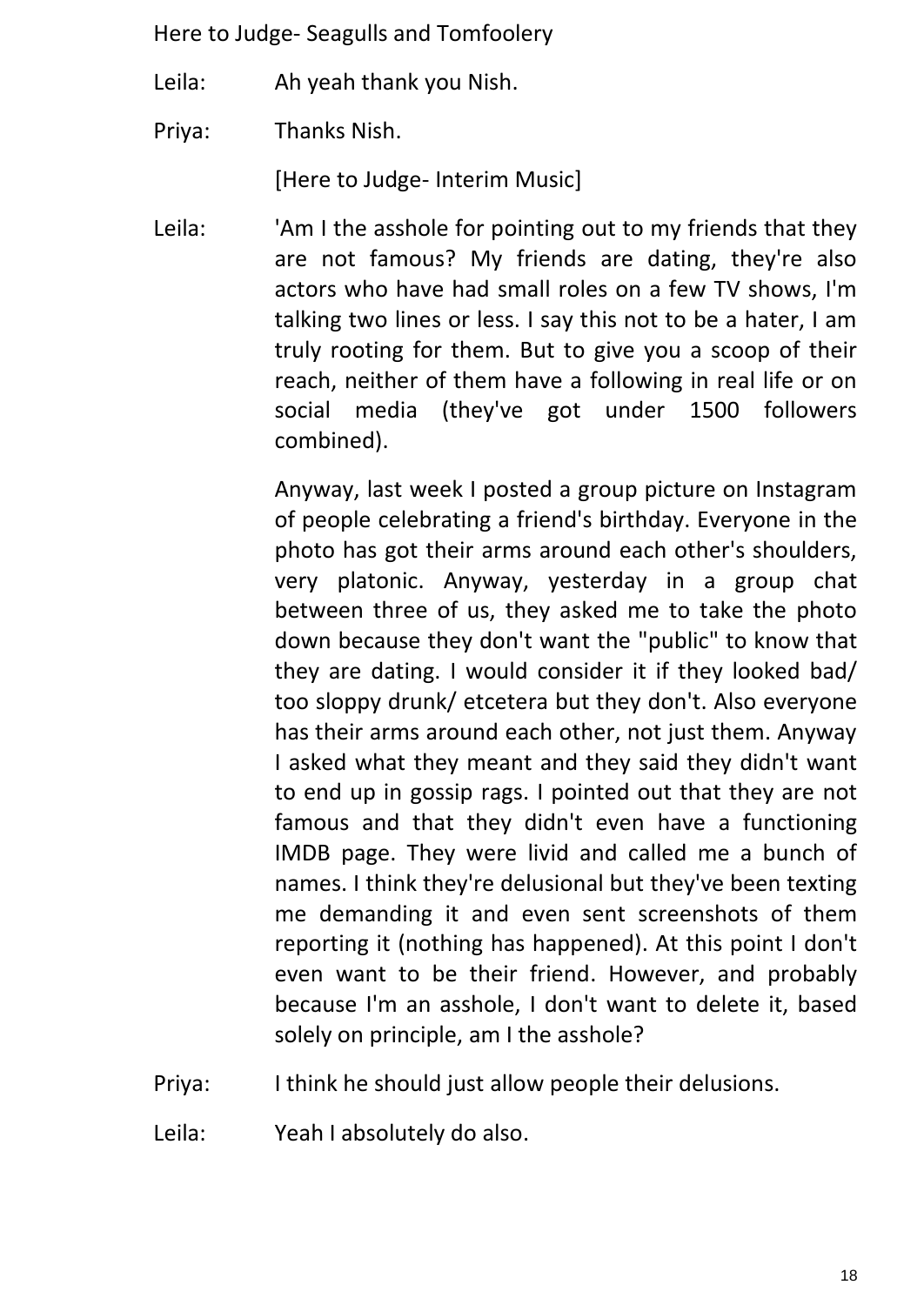Leila: Ah yeah thank you Nish.

Priya: Thanks Nish.

[Here to Judge- Interim Music]

Leila: 'Am I the asshole for pointing out to my friends that they are not famous? My friends are dating, they're also actors who have had small roles on a few TV shows, I'm talking two lines or less. I say this not to be a hater, I am truly rooting for them. But to give you a scoop of their reach, neither of them have a following in real life or on social media (they've got under 1500 followers combined).

Anyway, last week I posted a group picture on Instagram of people celebrating a friend's birthday. Everyone in the photo has got their arms around each other's shoulders, very platonic. Anyway, yesterday in a group chat between three of us, they asked me to take the photo down because they don't want the "public" to know that they are dating. I would consider it if they looked bad/ too sloppy drunk/ etcetera but they don't. Also everyone has their arms around each other, not just them. Anyway I asked what they meant and they said they didn't want to end up in gossip rags. I pointed out that they are not famous and that they didn't even have a functioning IMDB page. They were livid and called me a bunch of names. I think they're delusional but they've been texting me demanding it and even sent screenshots of them reporting it (nothing has happened). At this point I don't even want to be their friend. However, and probably because I'm an asshole, I don't want to delete it, based solely on principle, am I the asshole?

Priya: I think he should just allow people their delusions.

Leila: Yeah I absolutely do also.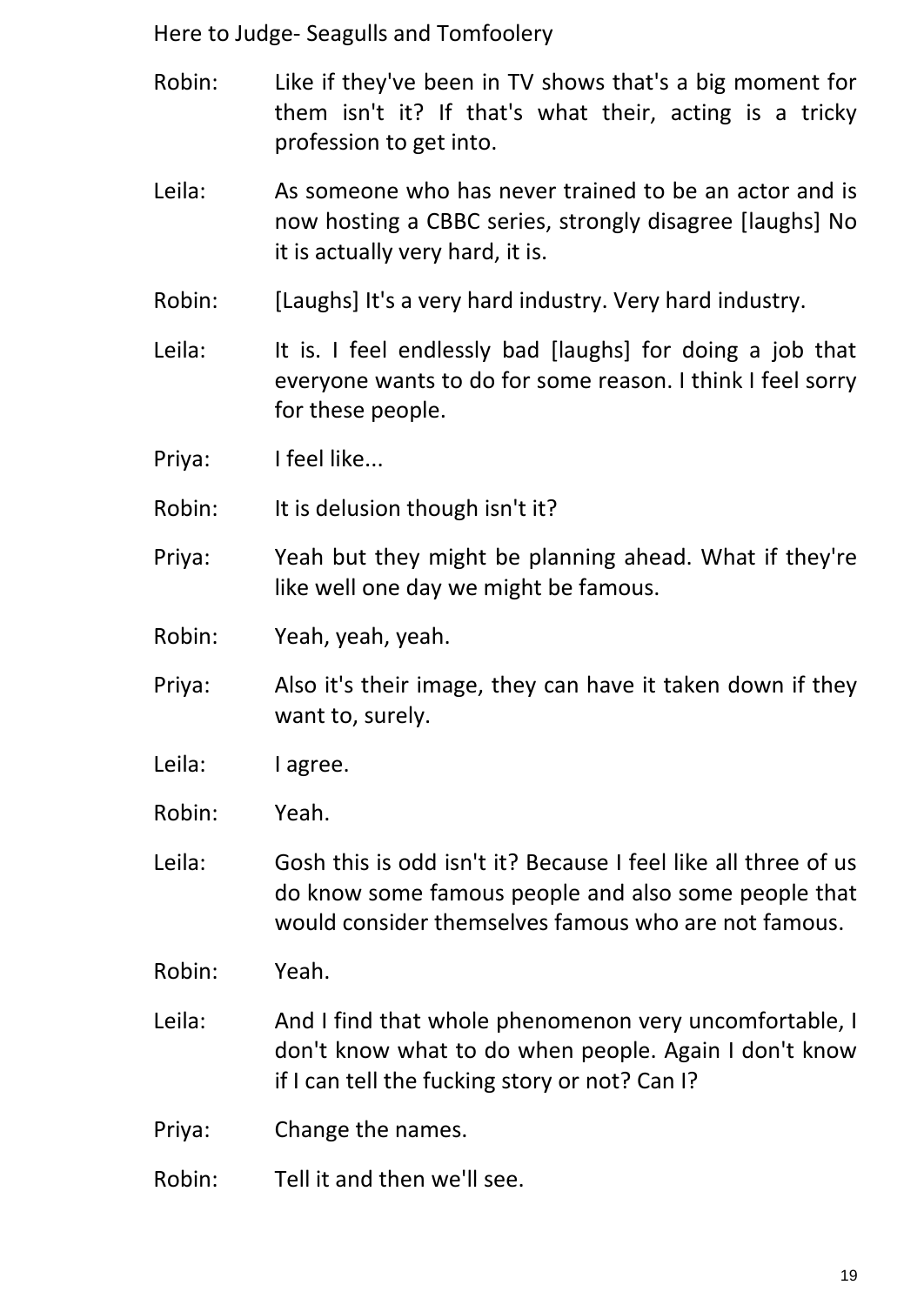Robin: Like if they've been in TV shows that's a big moment for them isn't it? If that's what their, acting is a tricky profession to get into.

Leila: As someone who has never trained to be an actor and is now hosting a CBBC series, strongly disagree [laughs] No it is actually very hard, it is.

Robin: [Laughs] It's a very hard industry. Very hard industry.

Leila: It is. I feel endlessly bad [laughs] for doing a job that everyone wants to do for some reason. I think I feel sorry for these people.

Priya: I feel like...

Robin: It is delusion though isn't it?

Priya: Yeah but they might be planning ahead. What if they're like well one day we might be famous.

Robin: Yeah, yeah, yeah.

Priya: Also it's their image, they can have it taken down if they want to, surely.

Leila: I agree.

Robin: Yeah.

Leila: Gosh this is odd isn't it? Because I feel like all three of us do know some famous people and also some people that would consider themselves famous who are not famous.

Robin: Yeah.

Leila: And I find that whole phenomenon very uncomfortable, I don't know what to do when people. Again I don't know if I can tell the fucking story or not? Can I?

Priya: Change the names.

Robin: Tell it and then we'll see.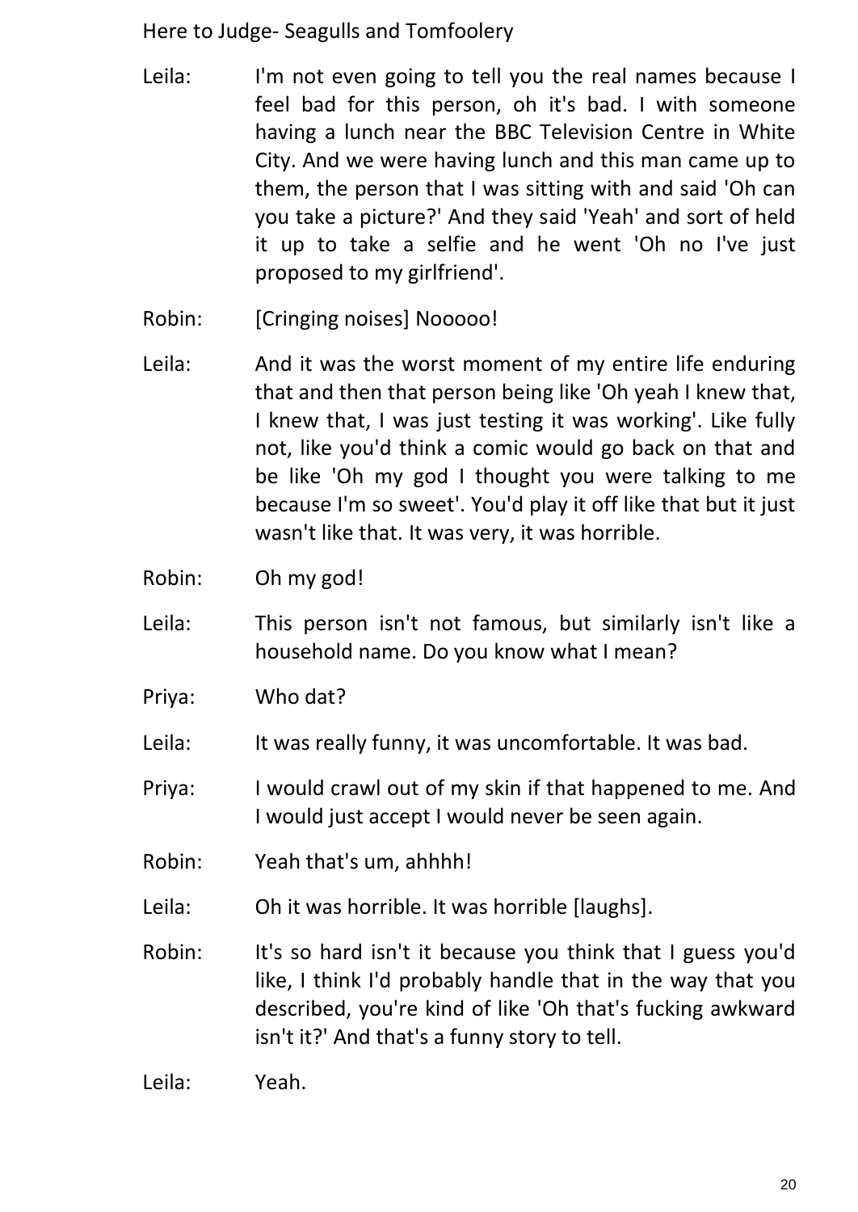Leila: I'm not even going to tell you the real names because I feel bad for this person, oh it's bad. I with someone having a lunch near the BBC Television Centre in White City. And we were having lunch and this man came up to them, the person that I was sitting with and said 'Oh can you take a picture?' And they said 'Yeah' and sort of held it up to take a selfie and he went 'Oh no I've just proposed to my girlfriend'.

Robin: [Cringing noises] Nooooo!

Leila: And it was the worst moment of my entire life enduring that and then that person being like 'Oh yeah I knew that, I knew that, I was just testing it was working'. Like fully not, like you'd think a comic would go back on that and be like 'Oh my god I thought you were talking to me because I'm so sweet'. You'd play it off like that but it just wasn't like that. It was very, it was horrible.

Robin: Oh my god!

Leila: This person isn't not famous, but similarly isn't like a household name. Do you know what I mean?

Priya: Who dat?

Leila: It was really funny, it was uncomfortable. It was bad.

Priya: I would crawl out of my skin if that happened to me. And I would just accept I would never be seen again.

Robin: Yeah that's um, ahhhh!

Leila: Oh it was horrible. It was horrible [laughs].

Robin: It's so hard isn't it because you think that I guess you'd like, I think I'd probably handle that in the way that you described, you're kind of like 'Oh that's fucking awkward isn't it?' And that's a funny story to tell.

Leila: Yeah.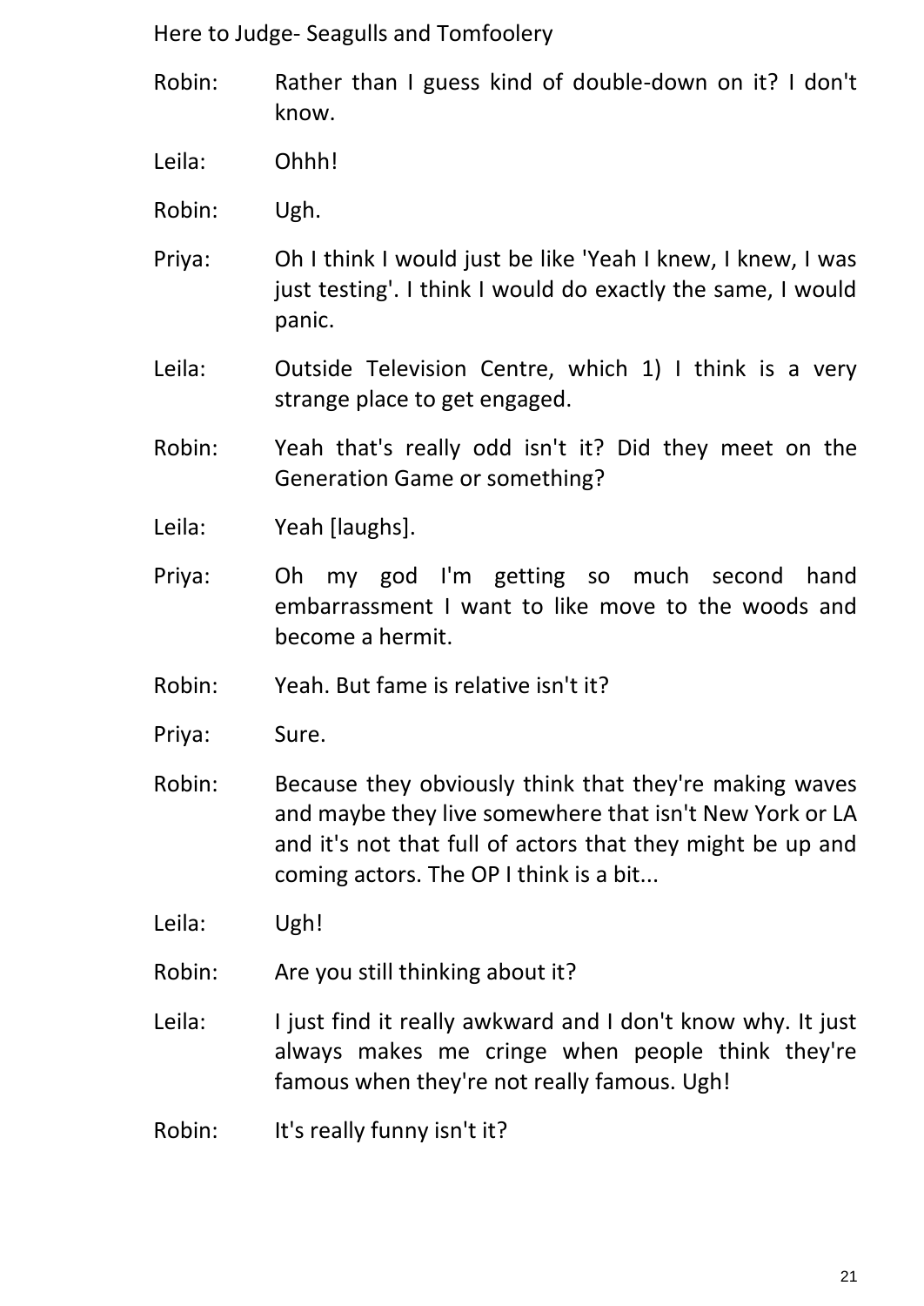Robin: Rather than I guess kind of double-down on it? I don't know.

Leila: Ohhh!

Robin: Ugh.

Priya: Oh I think I would just be like 'Yeah I knew, I knew, I was just testing'. I think I would do exactly the same, I would panic.

Leila: Outside Television Centre, which 1) I think is a very strange place to get engaged.

Robin: Yeah that's really odd isn't it? Did they meet on the Generation Game or something?

Leila: Yeah [laughs].

Priya: Oh my god I'm getting so much second hand embarrassment I want to like move to the woods and become a hermit.

Robin: Yeah. But fame is relative isn't it?

Priya: Sure.

Robin: Because they obviously think that they're making waves and maybe they live somewhere that isn't New York or LA and it's not that full of actors that they might be up and coming actors. The OP I think is a bit...

Leila: Ugh!

Robin: Are you still thinking about it?

Leila: I just find it really awkward and I don't know why. It just always makes me cringe when people think they're famous when they're not really famous. Ugh!

Robin: It's really funny isn't it?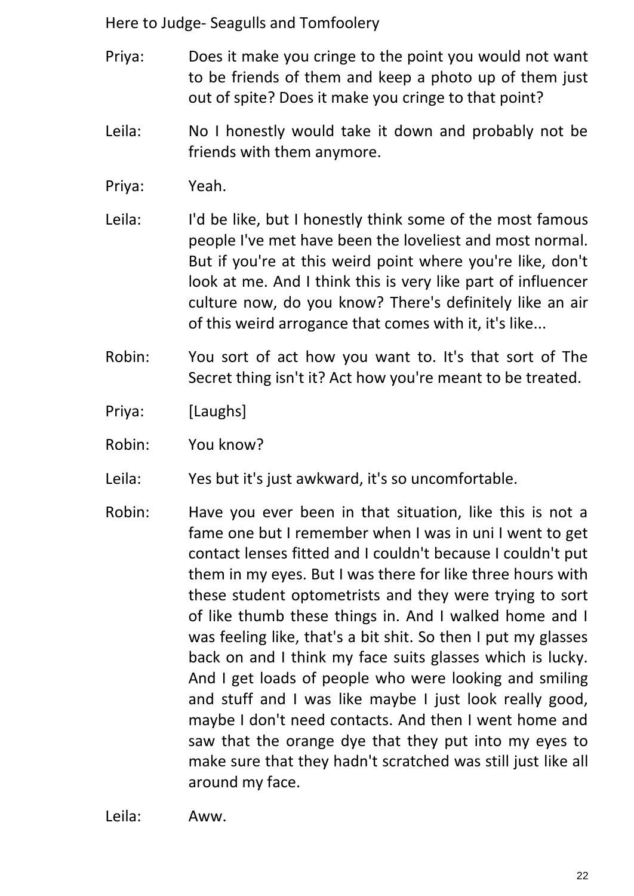Priya: Does it make you cringe to the point you would not want to be friends of them and keep a photo up of them just out of spite? Does it make you cringe to that point?

Leila: No I honestly would take it down and probably not be friends with them anymore.

Priya: Yeah.

Leila: I'd be like, but I honestly think some of the most famous people I've met have been the loveliest and most normal. But if you're at this weird point where you're like, don't look at me. And I think this is very like part of influencer culture now, do you know? There's definitely like an air of this weird arrogance that comes with it, it's like...

Robin: You sort of act how you want to. It's that sort of The Secret thing isn't it? Act how you're meant to be treated.

Priya: [Laughs]

Robin: You know?

Leila: Yes but it's just awkward, it's so uncomfortable.

Robin: Have you ever been in that situation, like this is not a fame one but I remember when I was in uni I went to get contact lenses fitted and I couldn't because I couldn't put them in my eyes. But I was there for like three hours with these student optometrists and they were trying to sort of like thumb these things in. And I walked home and I was feeling like, that's a bit shit. So then I put my glasses back on and I think my face suits glasses which is lucky. And I get loads of people who were looking and smiling and stuff and I was like maybe I just look really good, maybe I don't need contacts. And then I went home and saw that the orange dye that they put into my eyes to make sure that they hadn't scratched was still just like all around my face.

Leila: Aww.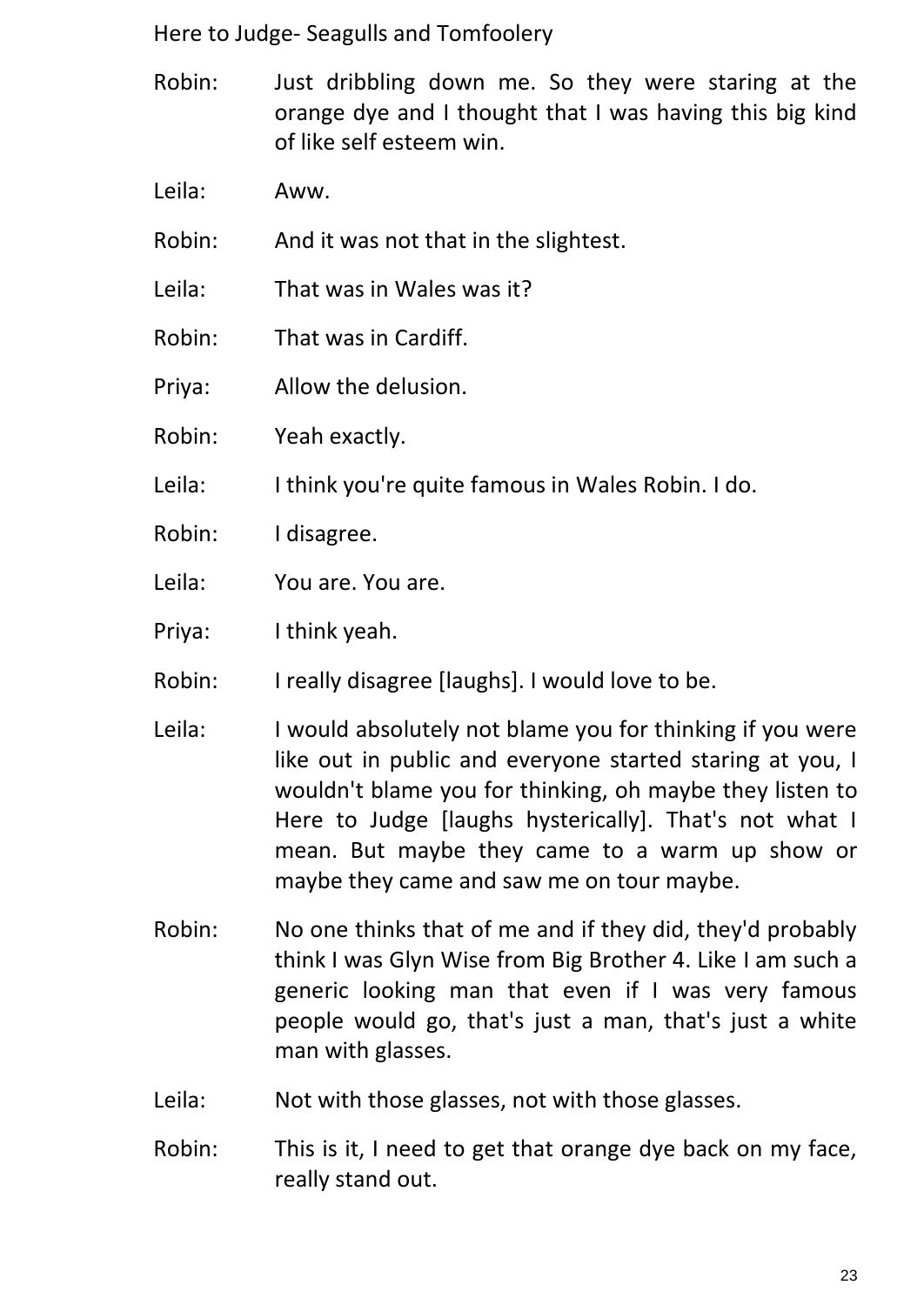Robin: Just dribbling down me. So they were staring at the orange dye and I thought that I was having this big kind of like self esteem win.

Leila: Aww.

Robin: And it was not that in the slightest.

Leila: That was in Wales was it?

Robin: That was in Cardiff.

Priya: Allow the delusion.

Robin: Yeah exactly.

Leila: I think you're quite famous in Wales Robin. I do.

Robin: I disagree.

Leila: You are. You are.

Priya: I think yeah.

Robin: I really disagree [laughs]. I would love to be.

Leila: I would absolutely not blame you for thinking if you were like out in public and everyone started staring at you, I wouldn't blame you for thinking, oh maybe they listen to Here to Judge [laughs hysterically]. That's not what I mean. But maybe they came to a warm up show or maybe they came and saw me on tour maybe.

Robin: No one thinks that of me and if they did, they'd probably think I was Glyn Wise from Big Brother 4. Like I am such a generic looking man that even if I was very famous people would go, that's just a man, that's just a white man with glasses.

Leila: Not with those glasses, not with those glasses.

Robin: This is it, I need to get that orange dye back on my face, really stand out.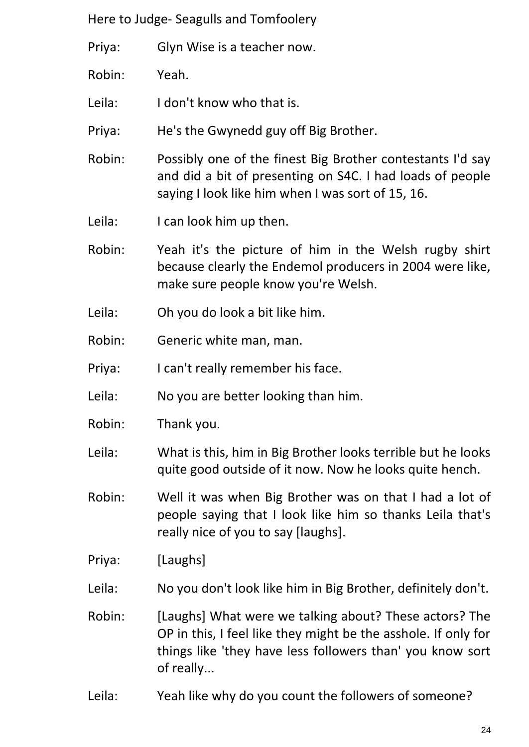Priya: Glyn Wise is a teacher now.

Robin: Yeah.

Leila: I don't know who that is.

Priya: He's the Gwynedd guy off Big Brother.

Robin: Possibly one of the finest Big Brother contestants I'd say and did a bit of presenting on S4C. I had loads of people saying I look like him when I was sort of 15, 16.

Leila: I can look him up then.

Robin: Yeah it's the picture of him in the Welsh rugby shirt because clearly the Endemol producers in 2004 were like, make sure people know you're Welsh.

Leila: Oh you do look a bit like him.

Robin: Generic white man, man.

Priya: I can't really remember his face.

Leila: No you are better looking than him.

Robin: Thank you.

Leila: What is this, him in Big Brother looks terrible but he looks quite good outside of it now. Now he looks quite hench.

Robin: Well it was when Big Brother was on that I had a lot of people saying that I look like him so thanks Leila that's really nice of you to say [laughs].

Priya: [Laughs]

Leila: No you don't look like him in Big Brother, definitely don't.

Robin: [Laughs] What were we talking about? These actors? The OP in this, I feel like they might be the asshole. If only for things like 'they have less followers than' you know sort of really...

Leila: Yeah like why do you count the followers of someone?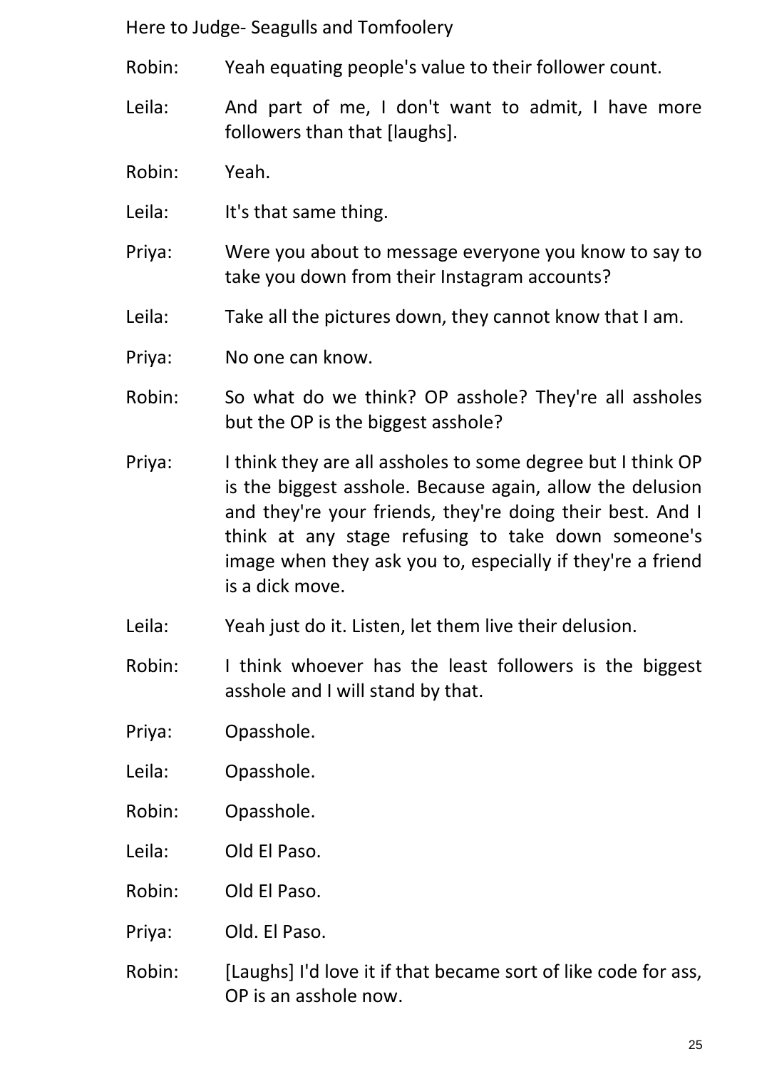Robin: Yeah equating people's value to their follower count.

Leila: And part of me, I don't want to admit, I have more followers than that [laughs].

Robin: Yeah.

Leila: It's that same thing.

Priya: Were you about to message everyone you know to say to take you down from their Instagram accounts?

Leila: Take all the pictures down, they cannot know that I am.

Priya: No one can know.

Robin: So what do we think? OP asshole? They're all assholes but the OP is the biggest asshole?

Priya: I think they are all assholes to some degree but I think OP is the biggest asshole. Because again, allow the delusion and they're your friends, they're doing their best. And I think at any stage refusing to take down someone's image when they ask you to, especially if they're a friend is a dick move.

Leila: Yeah just do it. Listen, let them live their delusion.

Robin: I think whoever has the least followers is the biggest asshole and I will stand by that.

Priya: Opasshole.

Leila: Opasshole.

Robin: Opasshole.

Leila: Old El Paso.

Robin: Old El Paso.

Priya: Old. El Paso.

Robin: [Laughs] I'd love it if that became sort of like code for ass, OP is an asshole now.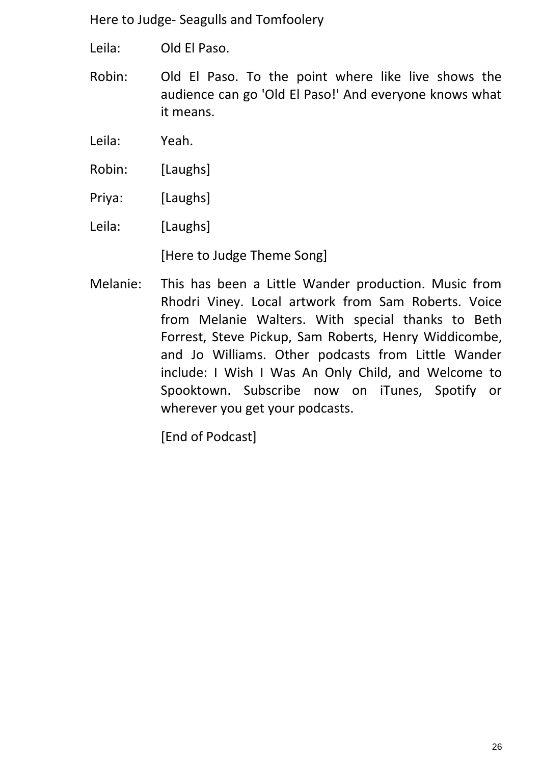Leila: Old El Paso.

Robin: Old El Paso. To the point where like live shows the audience can go 'Old El Paso!' And everyone knows what it means.

Leila: Yeah.

Robin: [Laughs]

Priya: [Laughs]

Leila: [Laughs]

[Here to Judge Theme Song]

Melanie: This has been a Little Wander production. Music from Rhodri Viney. Local artwork from Sam Roberts. Voice from Melanie Walters. With special thanks to Beth Forrest, Steve Pickup, Sam Roberts, Henry Widdicombe, and Jo Williams. Other podcasts from Little Wander include: I Wish I Was An Only Child, and Welcome to Spooktown. Subscribe now on iTunes, Spotify or wherever you get your podcasts.

[End of Podcast]